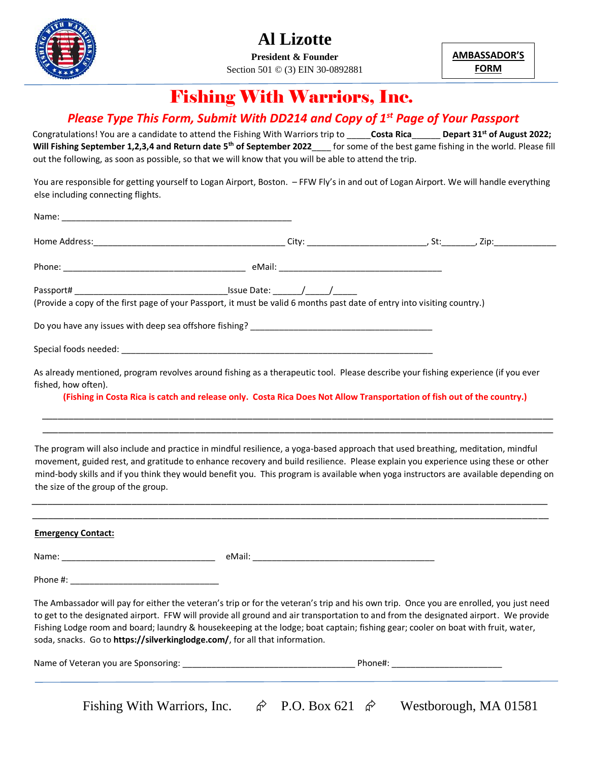# Al Lizotte

**President & Founder**

Section 501 © (3) EIN 30-0892881

**AMBASSADOR'S FORM**

# Fishing With Warriors, Inc.

***Please Type This Form, Submit With DD214 and Copy of 1st Page of Your Passport***

Congratulations! You are a candidate to attend the Fishing With Warriors trip to _____**Costa Rica**______ **Depart 31st of August 2022; Will Fishing September 1,2,3,4 and Return date 5th of September 2022**____ for some of the best game fishing in the world. Please fill out the following, as soon as possible, so that we will know that you will be able to attend the trip.

You are responsible for getting yourself to Logan Airport, Boston. – FFW Fly's in and out of Logan Airport. We will handle everything else including connecting flights.

Name: _________________________________________________

Home Address:_________________________________________ City: _________________________, St:_______, Zip:_____________

Phone: _______________________________________ eMail: ___________________________________

Passport# _________________________________Issue Date: ______/_____/_____

(Provide a copy of the first page of your Passport, it must be valid 6 months past date of entry into visiting country.)

Do you have any issues with deep sea offshore fishing? _______________________________________

Special foods needed: ___________________________________________________________________

As already mentioned, program revolves around fishing as a therapeutic tool. Please describe your fishing experience (if you ever fished, how often).

**(Fishing in Costa Rica is catch and release only. Costa Rica Does Not Allow Transportation of fish out of the country.)**

________________________________________________________________________________________________________

________________________________________________________________________________________________________

The program will also include and practice in mindful resilience, a yoga-based approach that used breathing, meditation, mindful movement, guided rest, and gratitude to enhance recovery and build resilience. Please explain you experience using these or other mind-body skills and if you think they would benefit you. This program is available when yoga instructors are available depending on the size of the group of the group.

________________________________________________________________________________________________________

________________________________________________________________________________________________________

**Emergency Contact:**

Name: _________________________________ eMail: _______________________________________

Phone #: ________________________________

The Ambassador will pay for either the veteran's trip or for the veteran's trip and his own trip. Once you are enrolled, you just need to get to the designated airport. FFW will provide all ground and air transportation to and from the designated airport. We provide Fishing Lodge room and board; laundry & housekeeping at the lodge; boat captain; fishing gear; cooler on boat with fruit, water, soda, snacks. Go to **https://silverkinglodge.com/**, for all that information.

Name of Veteran you are Sponsoring: _____________________________________ Phone#: _______________________

Fishing With Warriors, Inc. P.O. Box 621 Westborough, MA 01581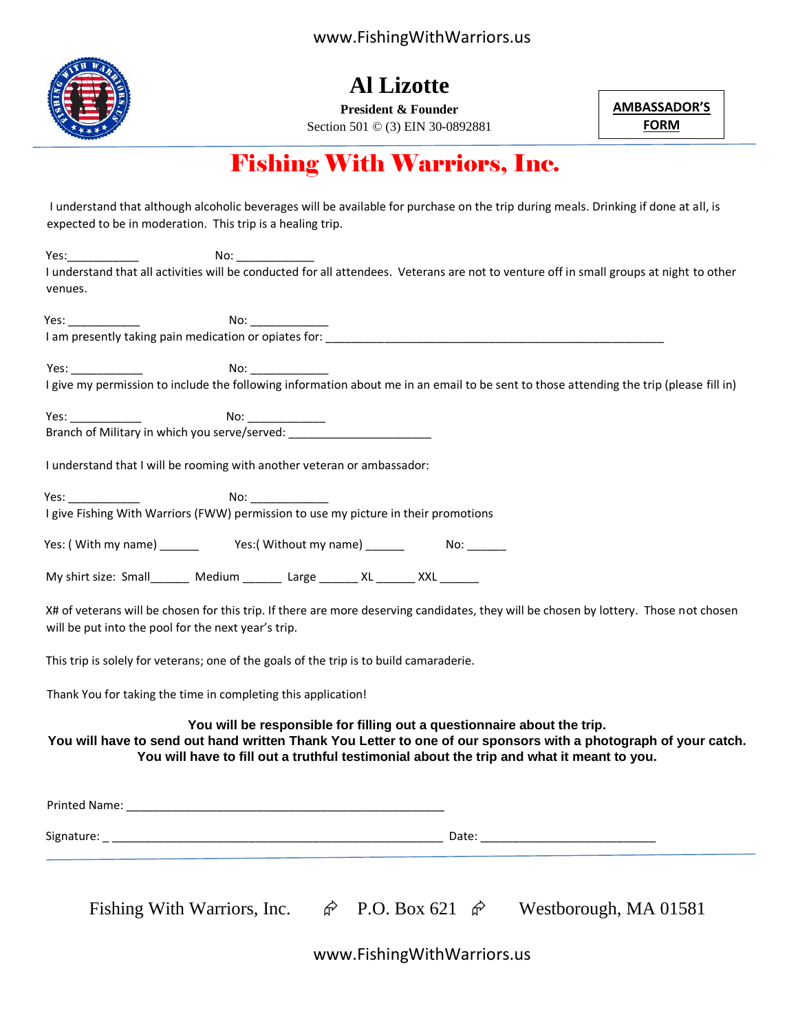www.FishingWithWarriors.us

# Al Lizotte

**President & Founder**

Section 501 © (3) EIN 30-0892881

**AMBASSADOR'S FORM**

# Fishing With Warriors, Inc.

I understand that although alcoholic beverages will be available for purchase on the trip during meals. Drinking if done at all, is expected to be in moderation. This trip is a healing trip.

Yes:___________ No: ____________

I understand that all activities will be conducted for all attendees. Veterans are not to venture off in small groups at night to other venues.

Yes: ___________ No: ____________

I am presently taking pain medication or opiates for: _______________________________________________________

Yes: ___________ No: ____________

I give my permission to include the following information about me in an email to be sent to those attending the trip (please fill in)

Yes: ___________ No: ____________

Branch of Military in which you serve/served: _______________________

I understand that I will be rooming with another veteran or ambassador:

Yes: ___________ No: ____________

I give Fishing With Warriors (FWW) permission to use my picture in their promotions

Yes: ( With my name) ______ Yes:( Without my name) ______ No: ______

My shirt size: Small______ Medium ______ Large ______ XL ______ XXL ______

X# of veterans will be chosen for this trip. If there are more deserving candidates, they will be chosen by lottery. Those not chosen will be put into the pool for the next year's trip.

This trip is solely for veterans; one of the goals of the trip is to build camaraderie.

Thank You for taking the time in completing this application!

**You will be responsible for filling out a questionnaire about the trip.**
**You will have to send out hand written Thank You Letter to one of our sponsors with a photograph of your catch.**
**You will have to fill out a truthful testimonial about the trip and what it meant to you.**

Printed Name: ___________________________________________________

Signature: _ _____________________________________________________ Date: ____________________________

Fishing With Warriors, Inc. P.O. Box 621 Westborough, MA 01581

www.FishingWithWarriors.us